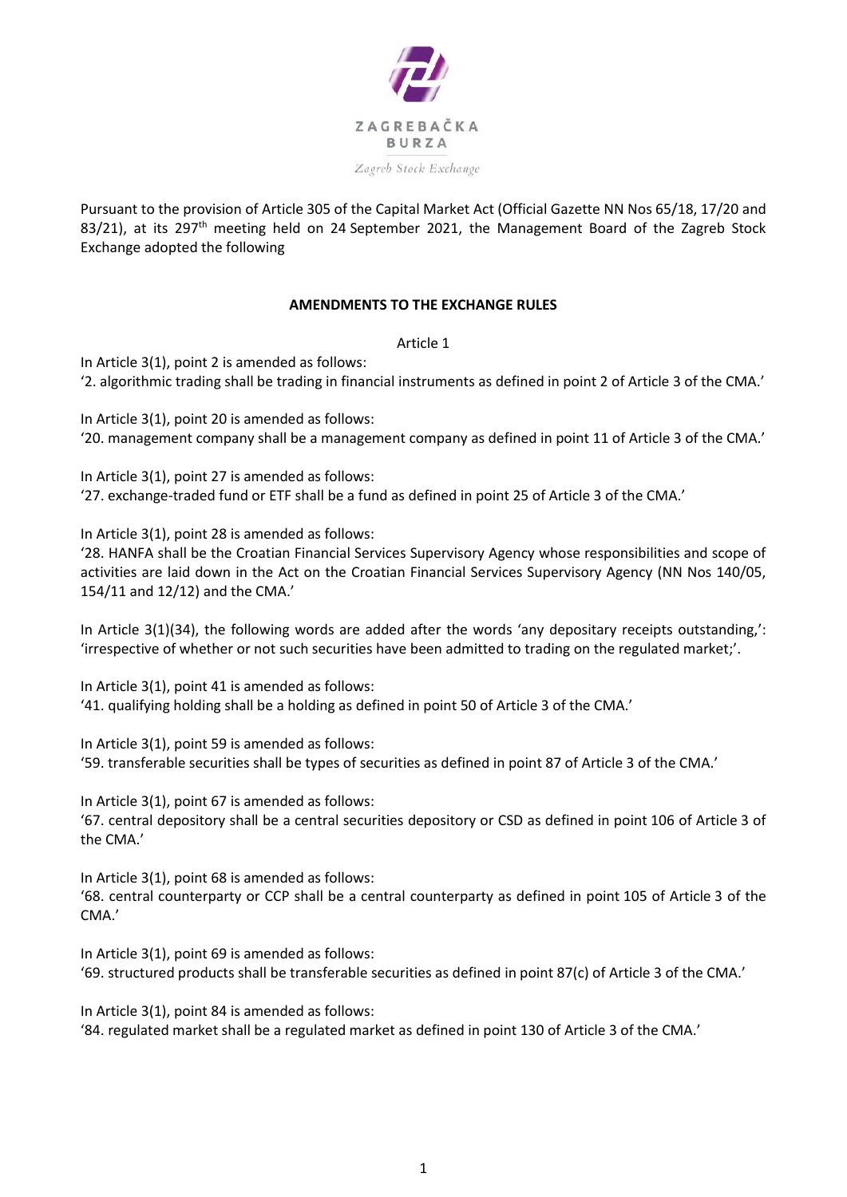ZAGREBAČKA BURZA

*Zagreb Stock Exchange*

Pursuant to the provision of Article 305 of the Capital Market Act (Official Gazette NN Nos 65/18, 17/20 and 83/21), at its 297th meeting held on 24 September 2021, the Management Board of the Zagreb Stock Exchange adopted the following

**AMENDMENTS TO THE EXCHANGE RULES**

Article 1

In Article 3(1), point 2 is amended as follows:
'2. algorithmic trading shall be trading in financial instruments as defined in point 2 of Article 3 of the CMA.'

In Article 3(1), point 20 is amended as follows:
'20. management company shall be a management company as defined in point 11 of Article 3 of the CMA.'

In Article 3(1), point 27 is amended as follows:
'27. exchange-traded fund or ETF shall be a fund as defined in point 25 of Article 3 of the CMA.'

In Article 3(1), point 28 is amended as follows:
'28. HANFA shall be the Croatian Financial Services Supervisory Agency whose responsibilities and scope of activities are laid down in the Act on the Croatian Financial Services Supervisory Agency (NN Nos 140/05, 154/11 and 12/12) and the CMA.'

In Article 3(1)(34), the following words are added after the words 'any depositary receipts outstanding,': 'irrespective of whether or not such securities have been admitted to trading on the regulated market;'.

In Article 3(1), point 41 is amended as follows:
'41. qualifying holding shall be a holding as defined in point 50 of Article 3 of the CMA.'

In Article 3(1), point 59 is amended as follows:
'59. transferable securities shall be types of securities as defined in point 87 of Article 3 of the CMA.'

In Article 3(1), point 67 is amended as follows:
'67. central depository shall be a central securities depository or CSD as defined in point 106 of Article 3 of the CMA.'

In Article 3(1), point 68 is amended as follows:
'68. central counterparty or CCP shall be a central counterparty as defined in point 105 of Article 3 of the CMA.'

In Article 3(1), point 69 is amended as follows:
'69. structured products shall be transferable securities as defined in point 87(c) of Article 3 of the CMA.'

In Article 3(1), point 84 is amended as follows:
'84. regulated market shall be a regulated market as defined in point 130 of Article 3 of the CMA.'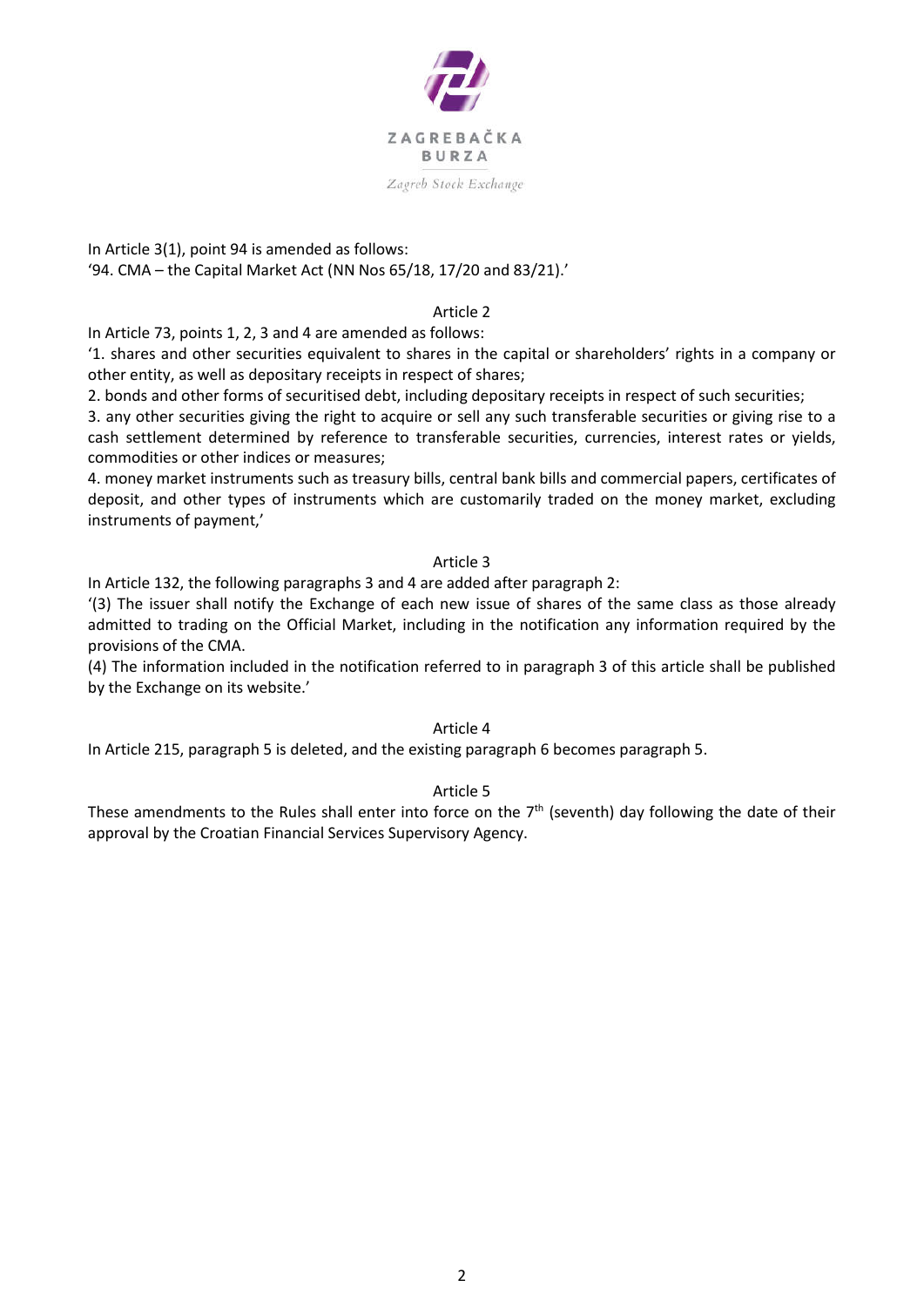In Article 3(1), point 94 is amended as follows:
'94. CMA – the Capital Market Act (NN Nos 65/18, 17/20 and 83/21).'

### Article 2

In Article 73, points 1, 2, 3 and 4 are amended as follows:

'1. shares and other securities equivalent to shares in the capital or shareholders' rights in a company or other entity, as well as depositary receipts in respect of shares;

2. bonds and other forms of securitised debt, including depositary receipts in respect of such securities;

3. any other securities giving the right to acquire or sell any such transferable securities or giving rise to a cash settlement determined by reference to transferable securities, currencies, interest rates or yields, commodities or other indices or measures;

4. money market instruments such as treasury bills, central bank bills and commercial papers, certificates of deposit, and other types of instruments which are customarily traded on the money market, excluding instruments of payment,'

### Article 3

In Article 132, the following paragraphs 3 and 4 are added after paragraph 2:

'(3) The issuer shall notify the Exchange of each new issue of shares of the same class as those already admitted to trading on the Official Market, including in the notification any information required by the provisions of the CMA.

(4) The information included in the notification referred to in paragraph 3 of this article shall be published by the Exchange on its website.'

### Article 4

In Article 215, paragraph 5 is deleted, and the existing paragraph 6 becomes paragraph 5.

### Article 5

These amendments to the Rules shall enter into force on the 7th (seventh) day following the date of their approval by the Croatian Financial Services Supervisory Agency.